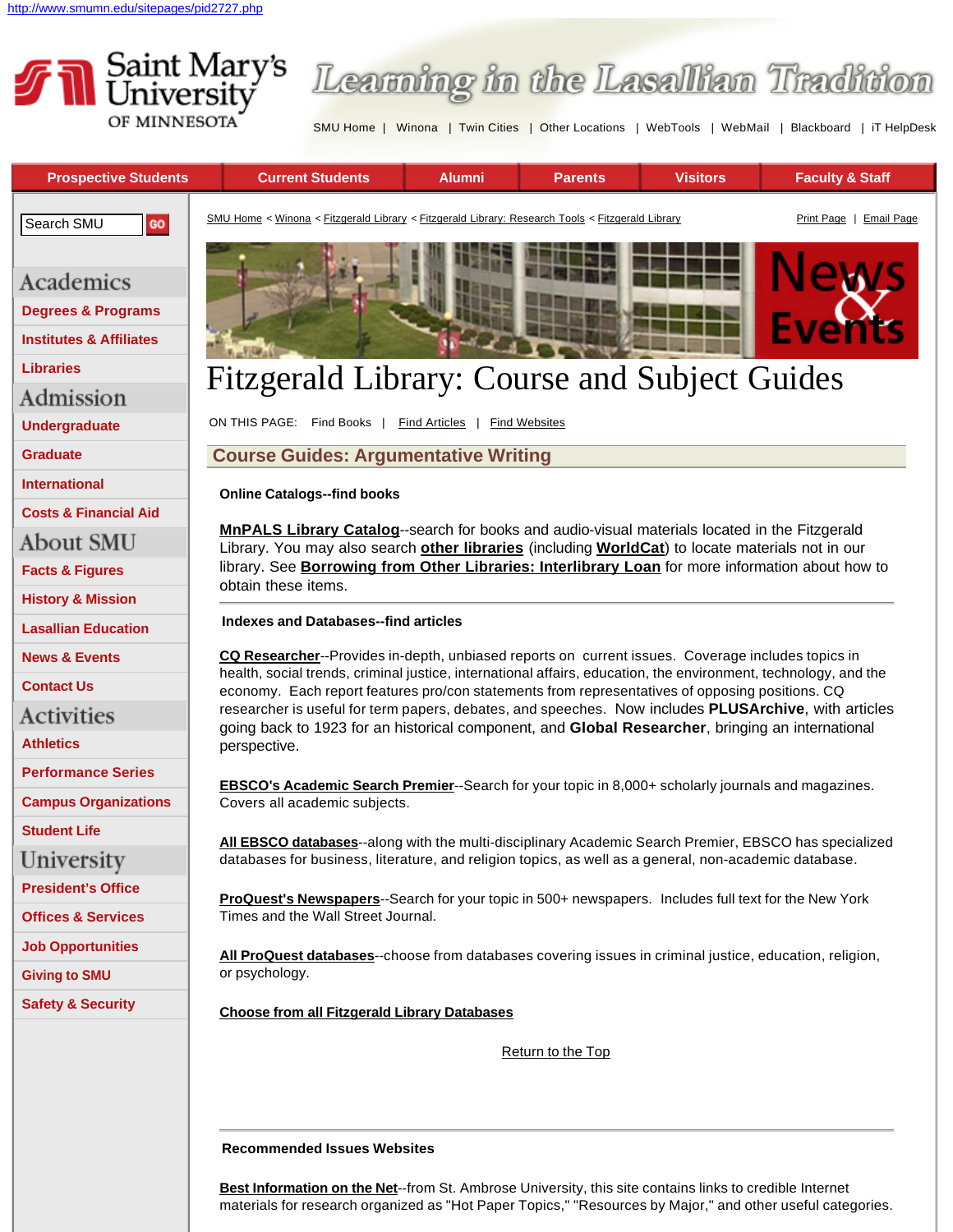http://www.smumn.edu/sitepages/pid2727.php

Saint Mary's University OF MINNESOTA

Learning in the Lasallian Tradition

SMU Home | Winona | Twin Cities | Other Locations | WebTools | WebMail | Blackboard | iT HelpDesk

Prospective Students | Current Students | Alumni | Parents | Visitors | Faculty & Staff

Search SMU GO

## Academics

- Degrees & Programs
- Institutes & Affiliates
- Libraries

## Admission

- Undergraduate
- Graduate
- International
- Costs & Financial Aid

## About SMU

- Facts & Figures
- History & Mission
- Lasallian Education
- News & Events
- Contact Us

## Activities

- Athletics
- Performance Series
- Campus Organizations
- Student Life

## University

- President's Office
- Offices & Services
- Job Opportunities
- Giving to SMU
- Safety & Security

SMU Home < Winona < Fitzgerald Library < Fitzgerald Library: Research Tools < Fitzgerald Library

Print Page | Email Page

News & Events

# Fitzgerald Library: Course and Subject Guides

ON THIS PAGE: Find Books | Find Articles | Find Websites

## Course Guides: Argumentative Writing

**Online Catalogs--find books**

**MnPALS Library Catalog**--search for books and audio-visual materials located in the Fitzgerald Library. You may also search **other libraries** (including **WorldCat**) to locate materials not in our library. See **Borrowing from Other Libraries: Interlibrary Loan** for more information about how to obtain these items.

**Indexes and Databases--find articles**

**CQ Researcher**--Provides in-depth, unbiased reports on current issues. Coverage includes topics in health, social trends, criminal justice, international affairs, education, the environment, technology, and the economy. Each report features pro/con statements from representatives of opposing positions. CQ researcher is useful for term papers, debates, and speeches. Now includes **PLUSArchive**, with articles going back to 1923 for an historical component, and **Global Researcher**, bringing an international perspective.

**EBSCO's Academic Search Premier**--Search for your topic in 8,000+ scholarly journals and magazines. Covers all academic subjects.

**All EBSCO databases**--along with the multi-disciplinary Academic Search Premier, EBSCO has specialized databases for business, literature, and religion topics, as well as a general, non-academic database.

**ProQuest's Newspapers**--Search for your topic in 500+ newspapers. Includes full text for the New York Times and the Wall Street Journal.

**All ProQuest databases**--choose from databases covering issues in criminal justice, education, religion, or psychology.

**Choose from all Fitzgerald Library Databases**

Return to the Top

**Recommended Issues Websites**

**Best Information on the Net**--from St. Ambrose University, this site contains links to credible Internet materials for research organized as "Hot Paper Topics," "Resources by Major," and other useful categories.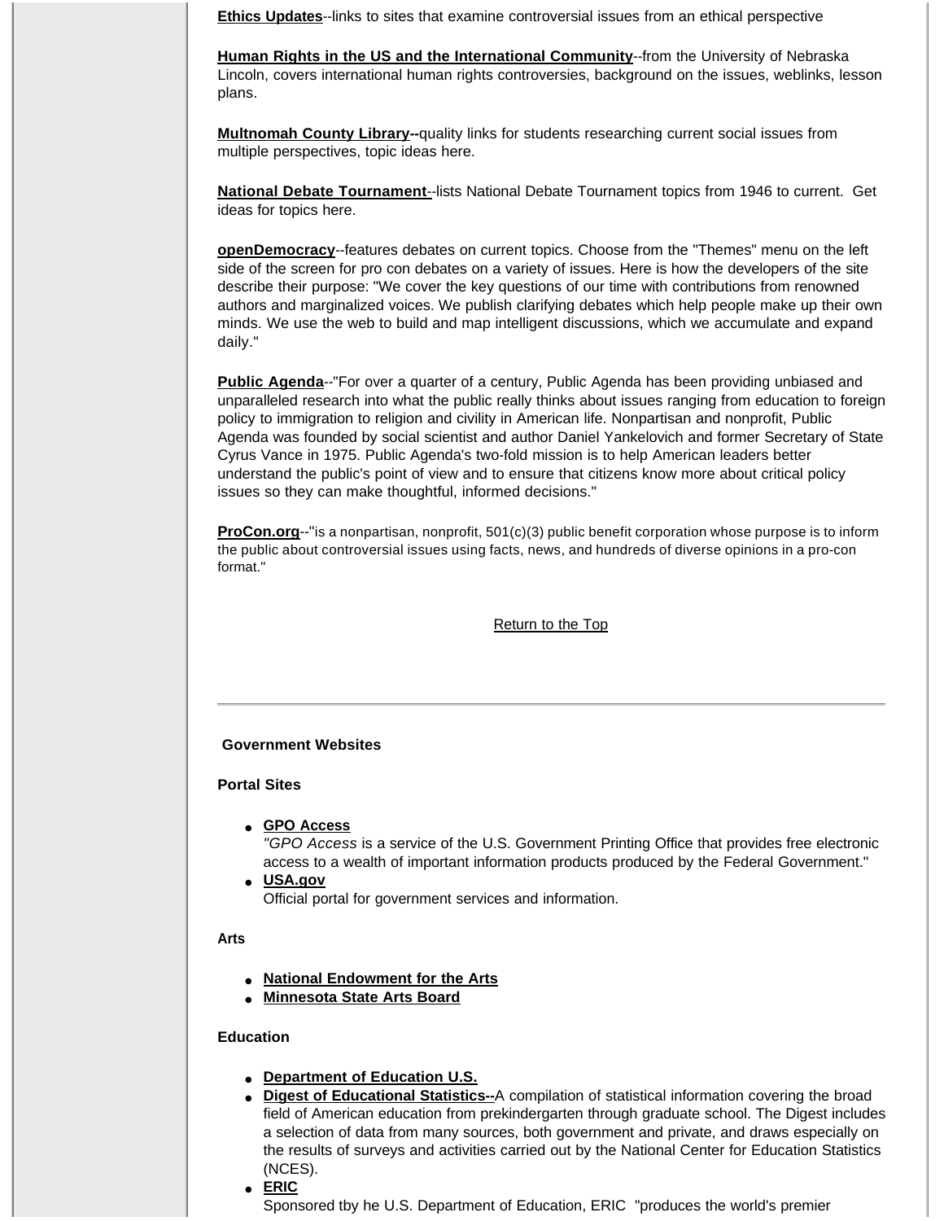**Ethics Updates**--links to sites that examine controversial issues from an ethical perspective

**Human Rights in the US and the International Community**--from the University of Nebraska Lincoln, covers international human rights controversies, background on the issues, weblinks, lesson plans.

**Multnomah County Library--**quality links for students researching current social issues from multiple perspectives, topic ideas here.

**National Debate Tournament**--lists National Debate Tournament topics from 1946 to current. Get ideas for topics here.

**openDemocracy**--features debates on current topics. Choose from the "Themes" menu on the left side of the screen for pro con debates on a variety of issues. Here is how the developers of the site describe their purpose: "We cover the key questions of our time with contributions from renowned authors and marginalized voices. We publish clarifying debates which help people make up their own minds. We use the web to build and map intelligent discussions, which we accumulate and expand daily."

**Public Agenda**--"For over a quarter of a century, Public Agenda has been providing unbiased and unparalleled research into what the public really thinks about issues ranging from education to foreign policy to immigration to religion and civility in American life. Nonpartisan and nonprofit, Public Agenda was founded by social scientist and author Daniel Yankelovich and former Secretary of State Cyrus Vance in 1975. Public Agenda's two-fold mission is to help American leaders better understand the public's point of view and to ensure that citizens know more about critical policy issues so they can make thoughtful, informed decisions."

**ProCon.org**--"is a nonpartisan, nonprofit, 501(c)(3) public benefit corporation whose purpose is to inform the public about controversial issues using facts, news, and hundreds of diverse opinions in a pro-con format."

Return to the Top

---

## Government Websites

### Portal Sites

- **GPO Access**
  *"GPO Access* is a service of the U.S. Government Printing Office that provides free electronic access to a wealth of important information products produced by the Federal Government."
- **USA.gov**
  Official portal for government services and information.

### Arts

- **National Endowment for the Arts**
- **Minnesota State Arts Board**

### Education

- **Department of Education U.S.**
- **Digest of Educational Statistics--**A compilation of statistical information covering the broad field of American education from prekindergarten through graduate school. The Digest includes a selection of data from many sources, both government and private, and draws especially on the results of surveys and activities carried out by the National Center for Education Statistics (NCES).
- **ERIC**
  Sponsored tby he U.S. Department of Education, ERIC "produces the world's premier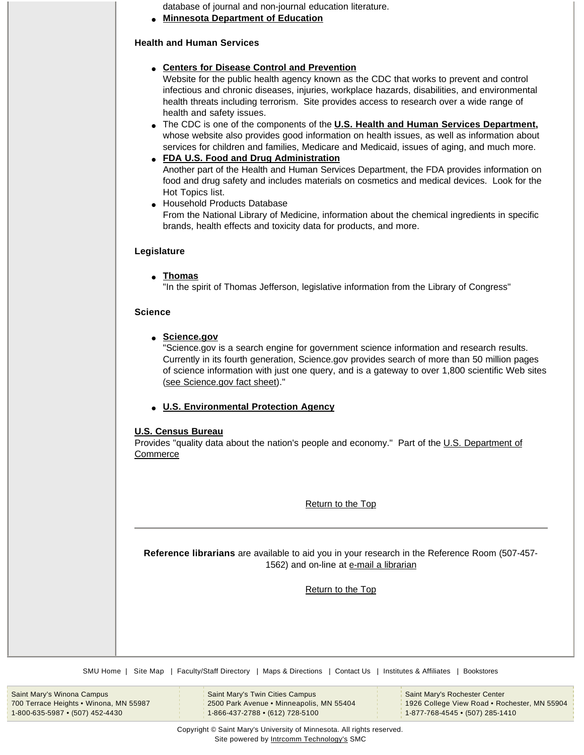database of journal and non-journal education literature.

- **Minnesota Department of Education**

**Health and Human Services**

- **Centers for Disease Control and Prevention**
  Website for the public health agency known as the CDC that works to prevent and control infectious and chronic diseases, injuries, workplace hazards, disabilities, and environmental health threats including terrorism. Site provides access to research over a wide range of health and safety issues.
- The CDC is one of the components of the **U.S. Health and Human Services Department,** whose website also provides good information on health issues, as well as information about services for children and families, Medicare and Medicaid, issues of aging, and much more.
- **FDA U.S. Food and Drug Administration**
  Another part of the Health and Human Services Department, the FDA provides information on food and drug safety and includes materials on cosmetics and medical devices. Look for the Hot Topics list.
- Household Products Database
  From the National Library of Medicine, information about the chemical ingredients in specific brands, health effects and toxicity data for products, and more.

**Legislature**

- **Thomas**
  "In the spirit of Thomas Jefferson, legislative information from the Library of Congress"

**Science**

- **Science.gov**
  "Science.gov is a search engine for government science information and research results. Currently in its fourth generation, Science.gov provides search of more than 50 million pages of science information with just one query, and is a gateway to over 1,800 scientific Web sites (see Science.gov fact sheet)."

- **U.S. Environmental Protection Agency**

**U.S. Census Bureau**
Provides "quality data about the nation's people and economy." Part of the U.S. Department of Commerce

Return to the Top

---

**Reference librarians** are available to aid you in your research in the Reference Room (507-457-1562) and on-line at e-mail a librarian

Return to the Top

SMU Home | Site Map | Faculty/Staff Directory | Maps & Directions | Contact Us | Institutes & Affiliates | Bookstores

Saint Mary's Winona Campus
700 Terrace Heights • Winona, MN 55987
1-800-635-5987 • (507) 452-4430

Saint Mary's Twin Cities Campus
2500 Park Avenue • Minneapolis, MN 55404
1-866-437-2788 • (612) 728-5100

Saint Mary's Rochester Center
1926 College View Road • Rochester, MN 55904
1-877-768-4545 • (507) 285-1410

Copyright © Saint Mary's University of Minnesota. All rights reserved.
Site powered by Intrcomm Technology's SMC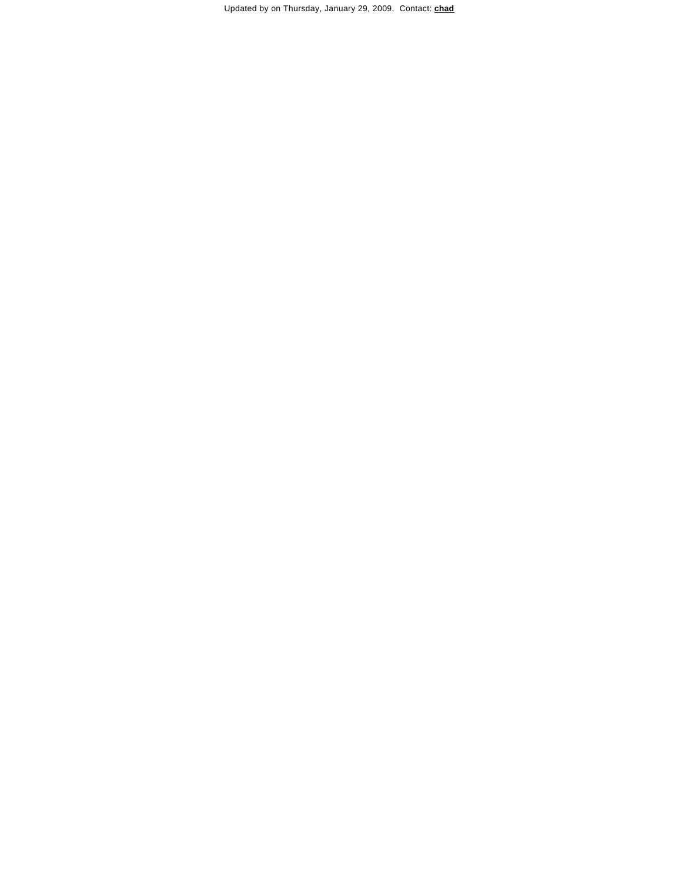Updated by on Thursday, January 29, 2009. Contact: **chad**